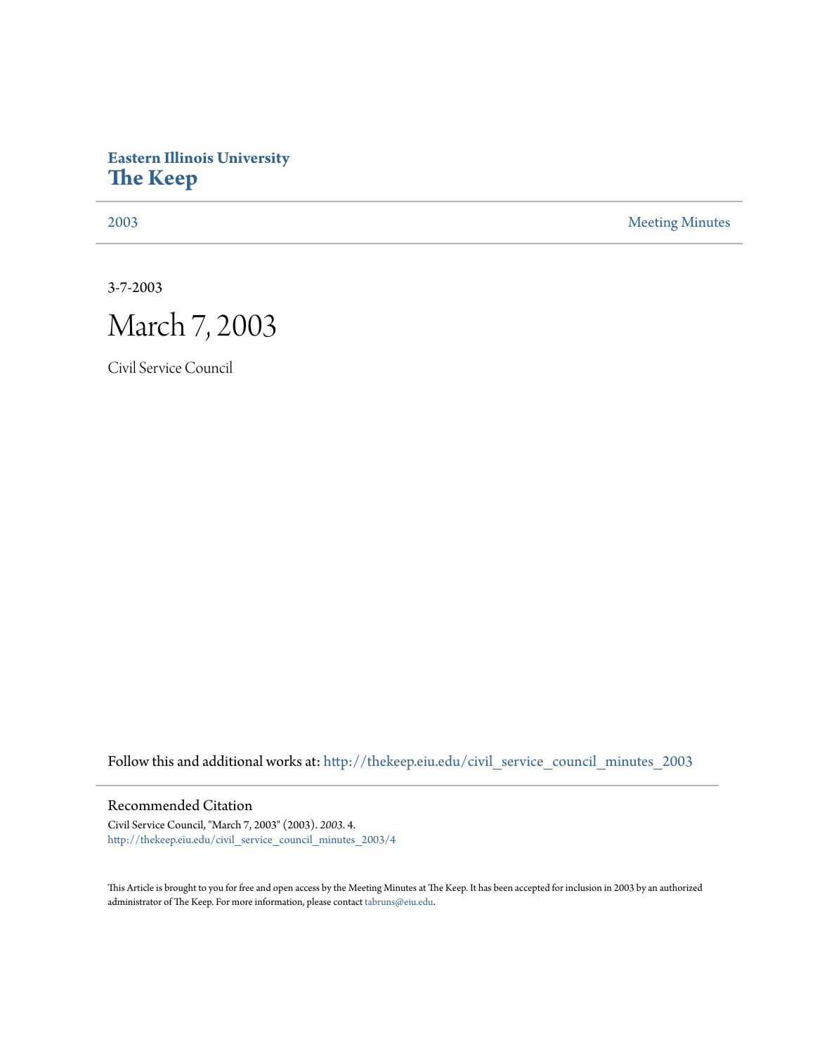**Eastern Illinois University**
**The Keep**

2003 | Meeting Minutes

3-7-2003

# March 7, 2003

Civil Service Council

Follow this and additional works at: http://thekeep.eiu.edu/civil_service_council_minutes_2003

## Recommended Citation

Civil Service Council, "March 7, 2003" (2003). *2003*. 4.
http://thekeep.eiu.edu/civil_service_council_minutes_2003/4

This Article is brought to you for free and open access by the Meeting Minutes at The Keep. It has been accepted for inclusion in 2003 by an authorized administrator of The Keep. For more information, please contact tabruns@eiu.edu.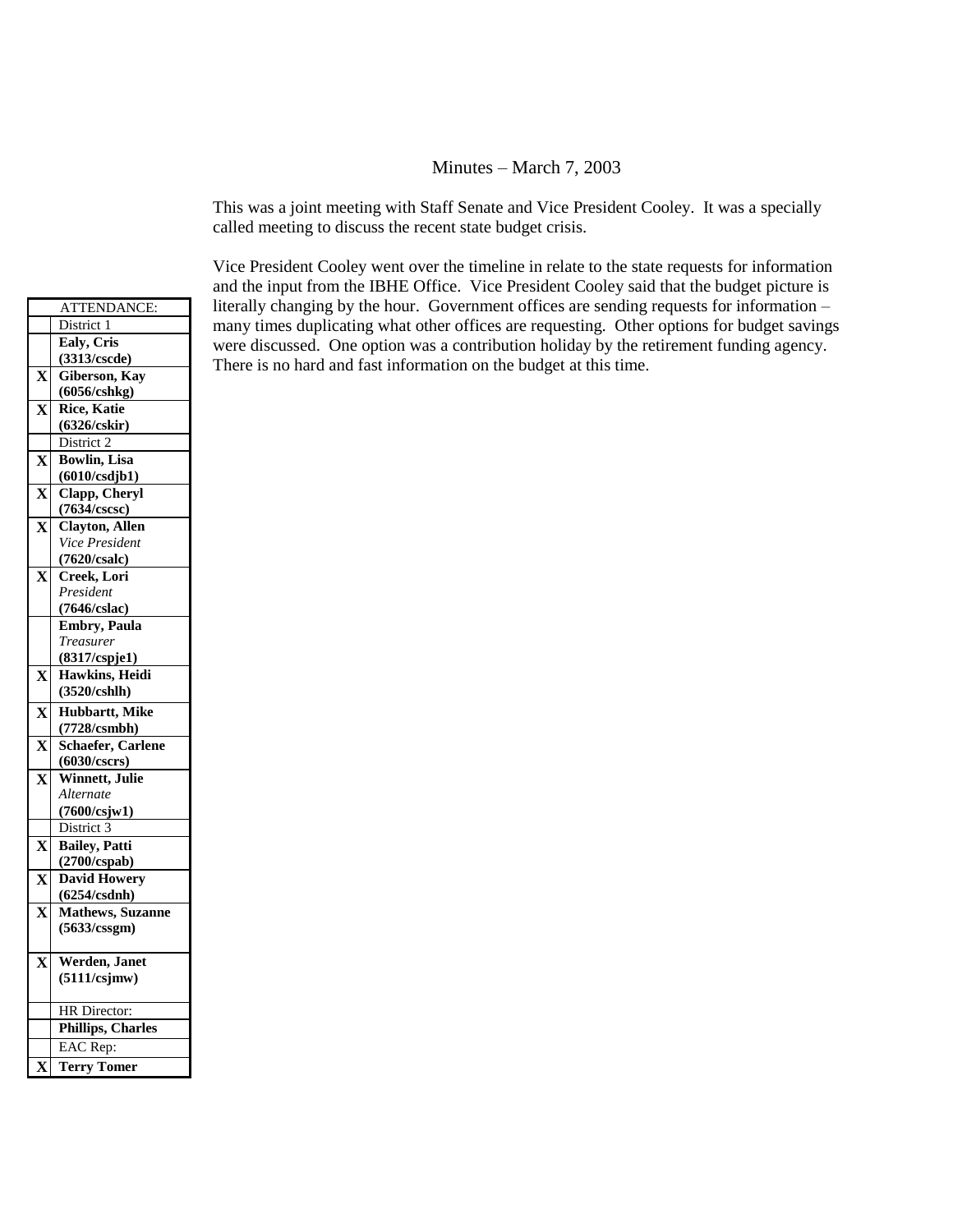Minutes – March 7, 2003

This was a joint meeting with Staff Senate and Vice President Cooley. It was a specially called meeting to discuss the recent state budget crisis.

Vice President Cooley went over the timeline in relate to the state requests for information and the input from the IBHE Office. Vice President Cooley said that the budget picture is literally changing by the hour. Government offices are sending requests for information – many times duplicating what other offices are requesting. Other options for budget savings were discussed. One option was a contribution holiday by the retirement funding agency. There is no hard and fast information on the budget at this time.

| | ATTENDANCE: |
|---|---|
| | District 1 |
| | **Ealy, Cris (3313/cscde)** |
| X | **Giberson, Kay (6056/cshkg)** |
| X | **Rice, Katie (6326/cskir)** |
| | District 2 |
| X | **Bowlin, Lisa (6010/csdjb1)** |
| X | **Clapp, Cheryl (7634/cscsc)** |
| X | **Clayton, Allen** *Vice President* **(7620/csalc)** |
| X | **Creek, Lori** *President* **(7646/cslac)** |
| | **Embry, Paula** *Treasurer* **(8317/cspje1)** |
| X | **Hawkins, Heidi (3520/cshlh)** |
| X | **Hubbartt, Mike (7728/csmbh)** |
| X | **Schaefer, Carlene (6030/cscrs)** |
| X | **Winnett, Julie** *Alternate* **(7600/csjw1)** |
| | District 3 |
| X | **Bailey, Patti (2700/cspab)** |
| X | **David Howery (6254/csdnh)** |
| X | **Mathews, Suzanne (5633/cssgm)** |
| X | **Werden, Janet (5111/csjmw)** |
| | HR Director: |
| | **Phillips, Charles** |
| | EAC Rep: |
| X | **Terry Tomer** |